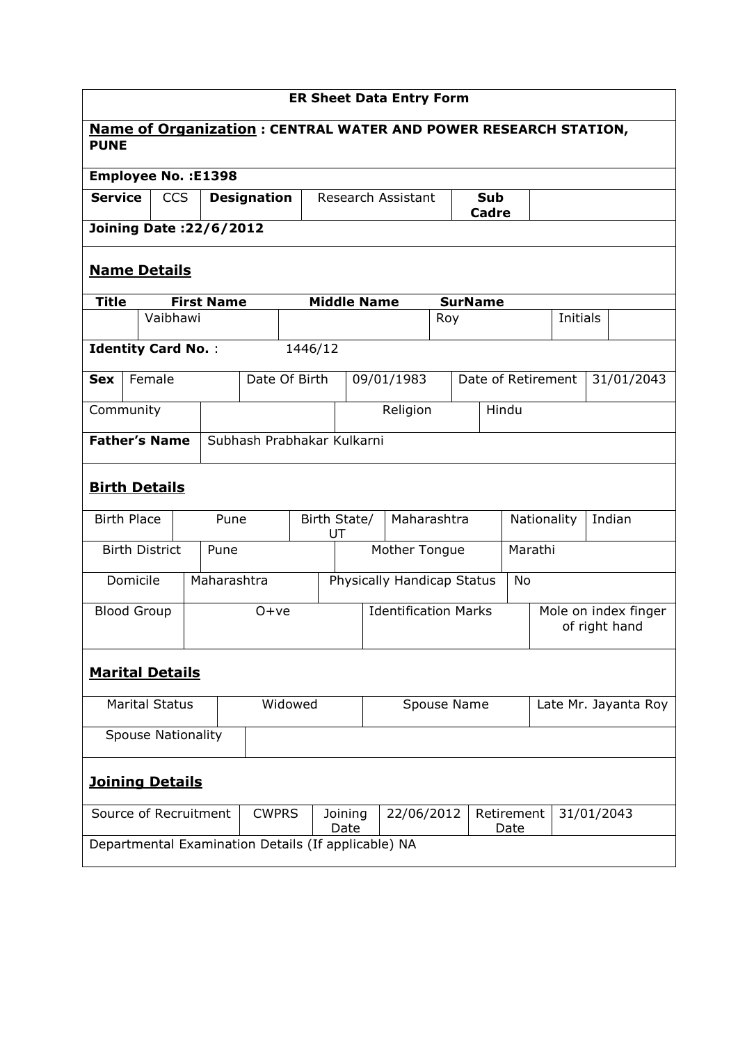**ER Sheet Data Entry Form**

**Name of Organization : CENTRAL WATER AND POWER RESEARCH STATION, PUNE**

**Employee No. :E1398**

| **Service** | CCS | **Designation** | Research Assistant | **Sub Cadre** | |
|---|---|---|---|---|---|

**Joining Date :22/6/2012**

## Name Details

| **Title** | **First Name** | **Middle Name** | **SurName** | | |
|---|---|---|---|---|---|
| | Vaibhawi | | Roy | Initials | |

**Identity Card No.** : 1446/12

| **Sex** | Female | Date Of Birth | 09/01/1983 | Date of Retirement | 31/01/2043 |
|---|---|---|---|---|---|

| Community | | Religion | Hindu |
|---|---|---|---|

| **Father's Name** | Subhash Prabhakar Kulkarni |
|---|---|

## Birth Details

| Birth Place | Pune | Birth State/ UT | Maharashtra | Nationality | Indian |
|---|---|---|---|---|---|
| Birth District | Pune | Mother Tongue | Marathi | | |
| Domicile | Maharashtra | Physically Handicap Status | No | | |
| Blood Group | O+ve | Identification Marks | Mole on index finger of right hand | | |

## Marital Details

| Marital Status | Widowed | Spouse Name | Late Mr. Jayanta Roy |
|---|---|---|---|
| Spouse Nationality | | | |

## Joining Details

| Source of Recruitment | CWPRS | Joining Date | 22/06/2012 | Retirement Date | 31/01/2043 |
|---|---|---|---|---|---|

Departmental Examination Details (If applicable) NA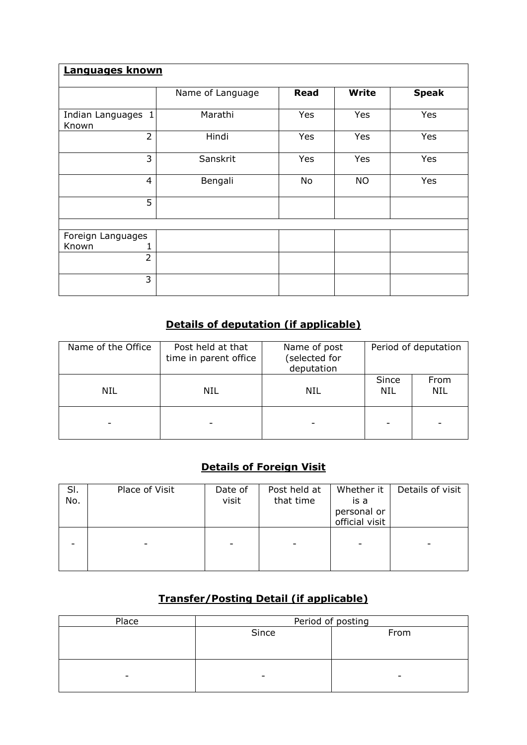**Languages known**

| | Name of Language | **Read** | **Write** | **Speak** |
|---|---|---|---|---|
| Indian Languages Known 1 | Marathi | Yes | Yes | Yes |
| 2 | Hindi | Yes | Yes | Yes |
| 3 | Sanskrit | Yes | Yes | Yes |
| 4 | Bengali | No | NO | Yes |
| 5 | | | | |
| | | | | |
| Foreign Languages Known 1 | | | | |
| 2 | | | | |
| 3 | | | | |

## Details of deputation (if applicable)

| Name of the Office | Post held at that time in parent office | Name of post (selected for deputation | Period of deputation | |
|---|---|---|---|---|
| | | | Since | From |
| NIL | NIL | NIL | NIL | NIL |
| - | - | - | - | - |

## Details of Foreign Visit

| Sl. No. | Place of Visit | Date of visit | Post held at that time | Whether it is a personal or official visit | Details of visit |
|---|---|---|---|---|---|
| - | - | - | - | - | - |

## Transfer/Posting Detail (if applicable)

| Place | Period of posting | |
|---|---|---|
| | Since | From |
| - | - | - |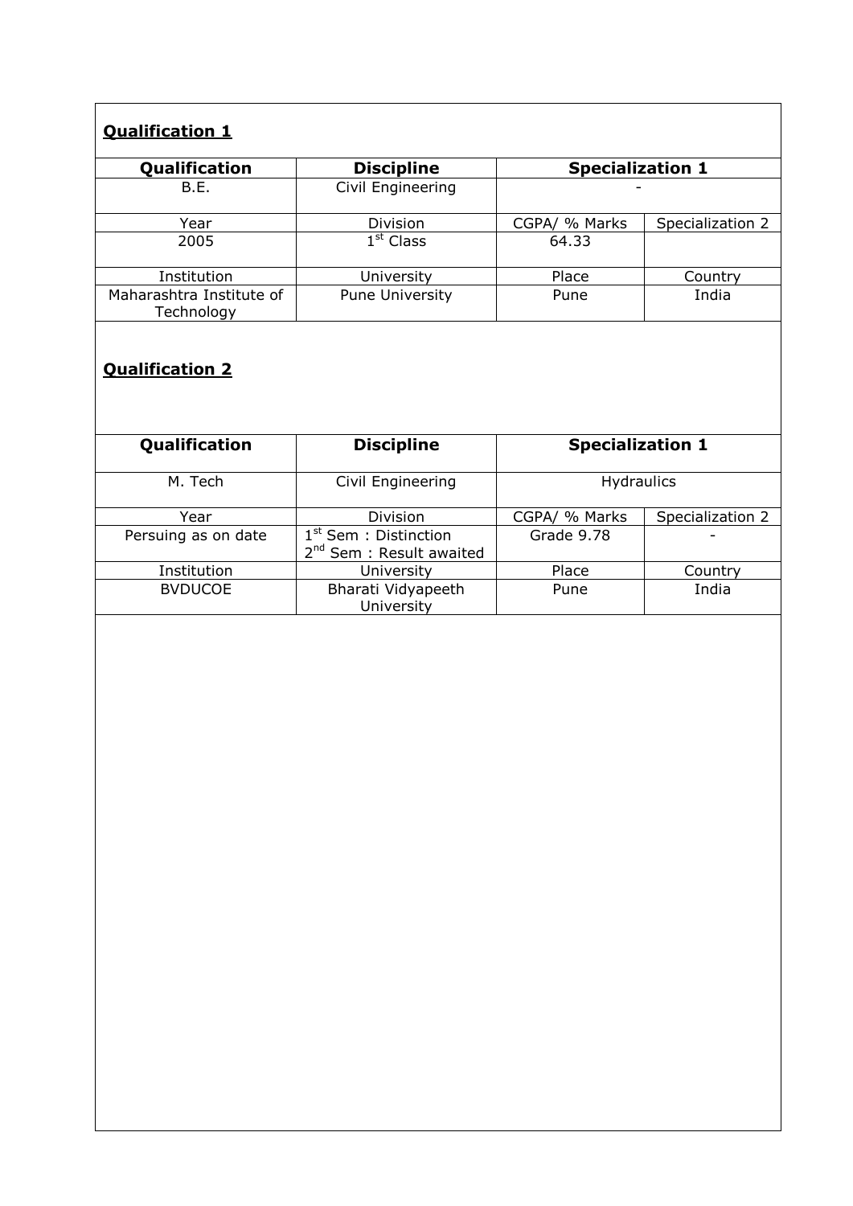**Qualification 1**

| Qualification | Discipline | Specialization 1 | |
|---|---|---|---|
| B.E. | Civil Engineering | - | |
| Year | Division | CGPA/ % Marks | Specialization 2 |
| 2005 | 1st Class | 64.33 | |
| Institution | University | Place | Country |
| Maharashtra Institute of Technology | Pune University | Pune | India |

**Qualification 2**

| Qualification | Discipline | Specialization 1 | |
|---|---|---|---|
| M. Tech | Civil Engineering | Hydraulics | |
| Year | Division | CGPA/ % Marks | Specialization 2 |
| Persuing as on date | 1st Sem : Distinction<br>2nd Sem : Result awaited | Grade 9.78 | - |
| Institution | University | Place | Country |
| BVDUCOE | Bharati Vidyapeeth University | Pune | India |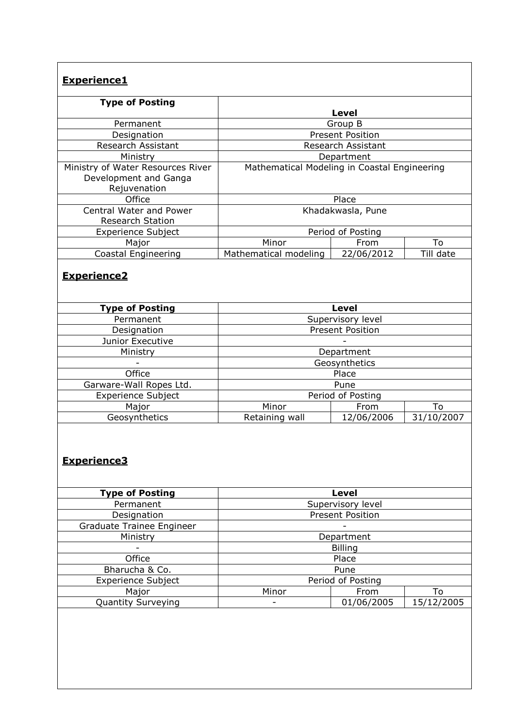**Experience1**

| Type of Posting | Level | | |
|---|---|---|---|
| Permanent | Group B | | |
| Designation | Present Position | | |
| Research Assistant | Research Assistant | | |
| Ministry | Department | | |
| Ministry of Water Resources River Development and Ganga Rejuvenation | Mathematical Modeling in Coastal Engineering | | |
| Office | Place | | |
| Central Water and Power Research Station | Khadakwasla, Pune | | |
| Experience Subject | Period of Posting | | |
| Major | Minor | From | To |
| Coastal Engineering | Mathematical modeling | 22/06/2012 | Till date |

**Experience2**

| Type of Posting | Level | | |
|---|---|---|---|
| Permanent | Supervisory level | | |
| Designation | Present Position | | |
| Junior Executive | - | | |
| Ministry | Department | | |
| - | Geosynthetics | | |
| Office | Place | | |
| Garware-Wall Ropes Ltd. | Pune | | |
| Experience Subject | Period of Posting | | |
| Major | Minor | From | To |
| Geosynthetics | Retaining wall | 12/06/2006 | 31/10/2007 |

**Experience3**

| Type of Posting | Level | | |
|---|---|---|---|
| Permanent | Supervisory level | | |
| Designation | Present Position | | |
| Graduate Trainee Engineer | - | | |
| Ministry | Department | | |
| - | Billing | | |
| Office | Place | | |
| Bharucha & Co. | Pune | | |
| Experience Subject | Period of Posting | | |
| Major | Minor | From | To |
| Quantity Surveying | - | 01/06/2005 | 15/12/2005 |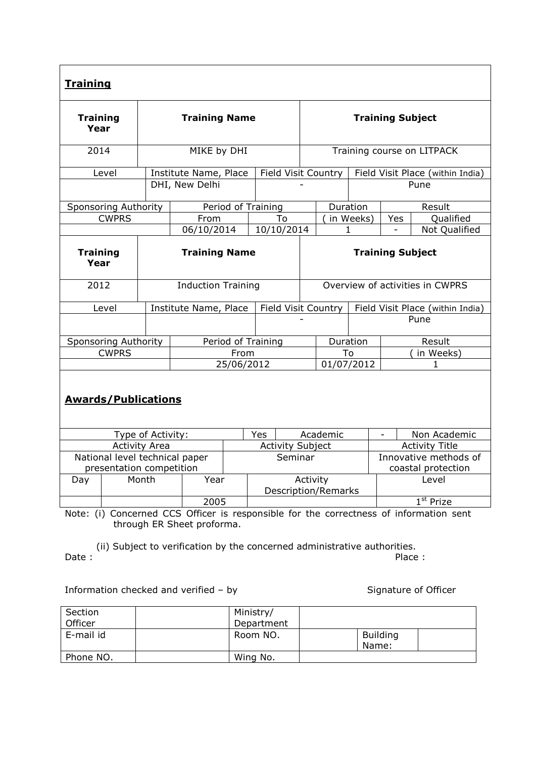## Training

| Training Year | Training Name | | Training Subject | |
|---|---|---|---|---|
| 2014 | MIKE by DHI | | Training course on LITPACK | |

| Level | Institute Name, Place | Field Visit Country | Field Visit Place (within India) |
|---|---|---|---|
| | DHI, New Delhi | - | Pune |

| Sponsoring Authority | Period of Training | | Duration | Result | |
|---|---|---|---|---|---|
| CWPRS | From | To | ( in Weeks) | Yes | Qualified |
| | 06/10/2014 | 10/10/2014 | 1 | - | Not Qualified |

| Training Year | Training Name | Training Subject |
|---|---|---|
| 2012 | Induction Training | Overview of activities in CWPRS |

| Level | Institute Name, Place | Field Visit Country | Field Visit Place (within India) |
|---|---|---|---|
| | | - | Pune |

| Sponsoring Authority | Period of Training | Duration | Result |
|---|---|---|---|
| CWPRS | From | To | ( in Weeks) |
| | 25/06/2012 | 01/07/2012 | 1 |

## Awards/Publications

| Type of Activity: | | | Yes | Academic | - | Non Academic |
|---|---|---|---|---|---|---|
| Activity Area | | | Activity Subject | | Activity Title | |
| National level technical paper presentation competition | | | Seminar | | Innovative methods of coastal protection | |

| Day | Month | Year | Activity Description/Remarks | Level |
|---|---|---|---|---|
| | | 2005 | | 1st Prize |

Note: (i) Concerned CCS Officer is responsible for the correctness of information sent through ER Sheet proforma.

(ii) Subject to verification by the concerned administrative authorities.

Date : Place :

Information checked and verified – by Signature of Officer

| Section Officer | | Ministry/ Department | | | |
|---|---|---|---|---|---|
| E-mail id | | Room NO. | | Building Name: | |
| Phone NO. | | Wing No. | | | |